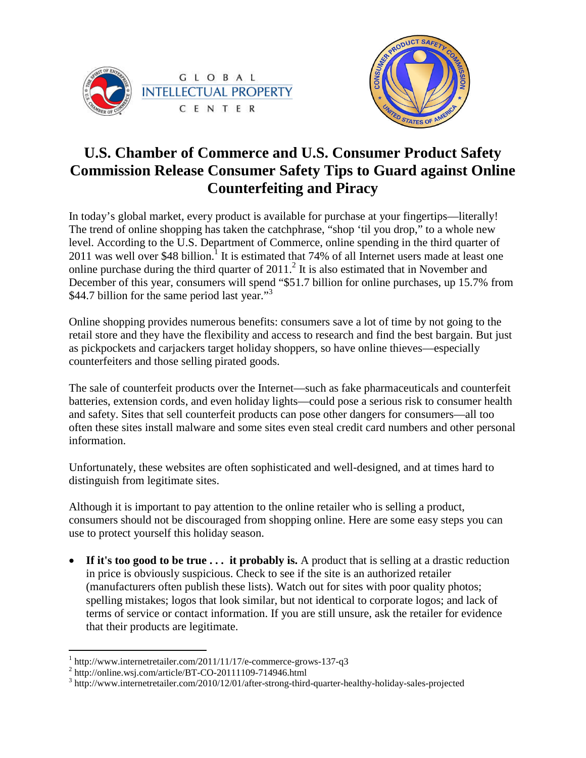# U.S. Chamber of Commerce and U.S. Consumer Product Safety Commission Release Consumer Safety Tips to Guard against Online Counterfeiting and Piracy

In today's global market, every product is available for purchase at your fingertips—literally! The trend of online shopping has taken the catchphrase, "shop 'til you drop," to a whole new level. According to the U.S. Department of Commerce, online spending in the third quarter of 2011 was well over $48 billion.[1] It is estimated that 74% of all Internet users made at least one online purchase during the third quarter of 2011.[2] It is also estimated that in November and December of this year, consumers will spend "$51.7 billion for online purchases, up 15.7% from $44.7 billion for the same period last year."[3]

Online shopping provides numerous benefits: consumers save a lot of time by not going to the retail store and they have the flexibility and access to research and find the best bargain. But just as pickpockets and carjackers target holiday shoppers, so have online thieves—especially counterfeiters and those selling pirated goods.

The sale of counterfeit products over the Internet—such as fake pharmaceuticals and counterfeit batteries, extension cords, and even holiday lights—could pose a serious risk to consumer health and safety. Sites that sell counterfeit products can pose other dangers for consumers—all too often these sites install malware and some sites even steal credit card numbers and other personal information.

Unfortunately, these websites are often sophisticated and well-designed, and at times hard to distinguish from legitimate sites.

Although it is important to pay attention to the online retailer who is selling a product, consumers should not be discouraged from shopping online. Here are some easy steps you can use to protect yourself this holiday season.

- **If it's too good to be true . . . it probably is.** A product that is selling at a drastic reduction in price is obviously suspicious. Check to see if the site is an authorized retailer (manufacturers often publish these lists). Watch out for sites with poor quality photos; spelling mistakes; logos that look similar, but not identical to corporate logos; and lack of terms of service or contact information. If you are still unsure, ask the retailer for evidence that their products are legitimate.

---

[1] http://www.internetretailer.com/2011/11/17/e-commerce-grows-137-q3
[2] http://online.wsj.com/article/BT-CO-20111109-714946.html
[3] http://www.internetretailer.com/2010/12/01/after-strong-third-quarter-healthy-holiday-sales-projected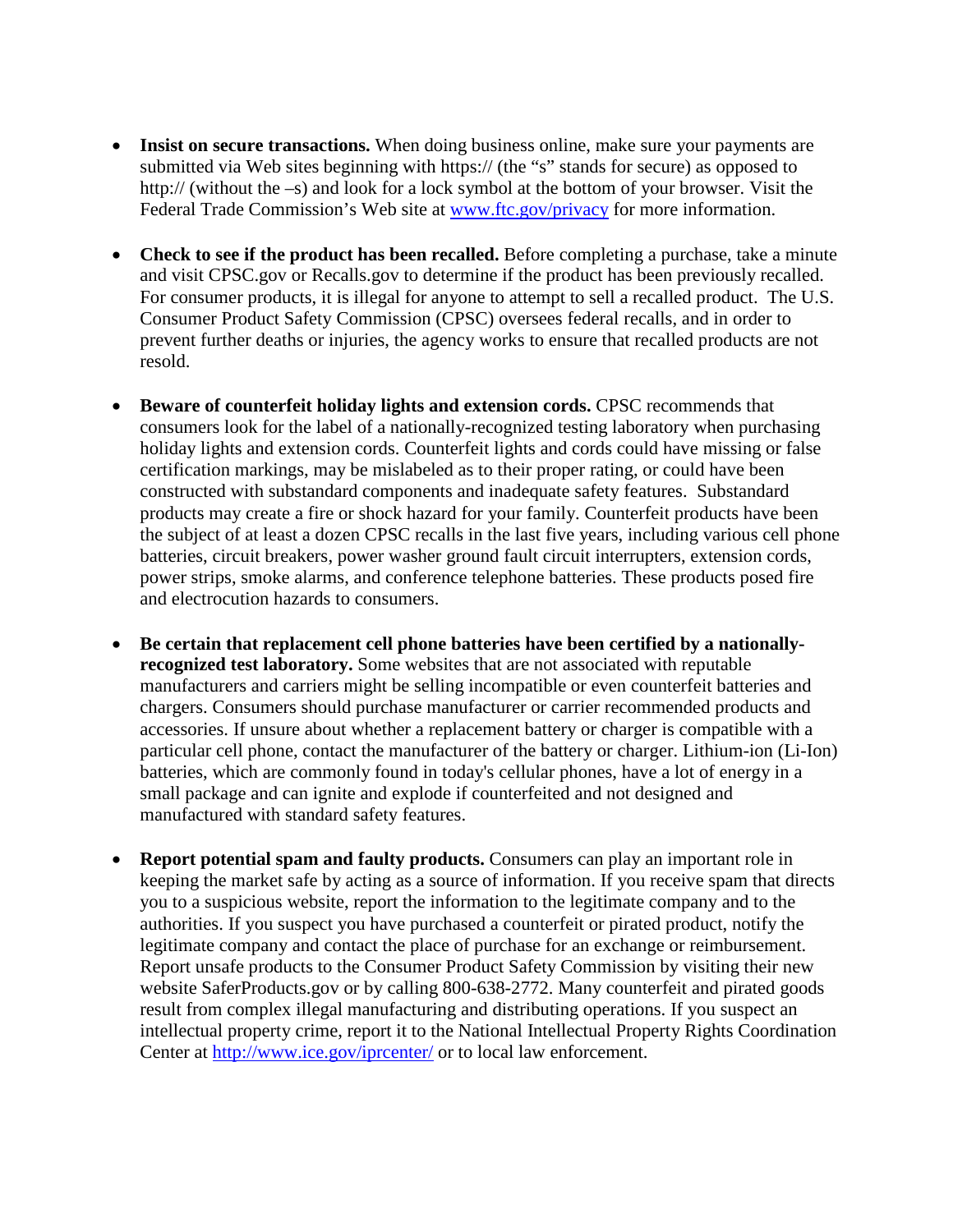- **Insist on secure transactions.** When doing business online, make sure your payments are submitted via Web sites beginning with https:// (the "s" stands for secure) as opposed to http:// (without the –s) and look for a lock symbol at the bottom of your browser. Visit the Federal Trade Commission's Web site at [www.ftc.gov/privacy](www.ftc.gov/privacy) for more information.

- **Check to see if the product has been recalled.** Before completing a purchase, take a minute and visit CPSC.gov or Recalls.gov to determine if the product has been previously recalled. For consumer products, it is illegal for anyone to attempt to sell a recalled product. The U.S. Consumer Product Safety Commission (CPSC) oversees federal recalls, and in order to prevent further deaths or injuries, the agency works to ensure that recalled products are not resold.

- **Beware of counterfeit holiday lights and extension cords.** CPSC recommends that consumers look for the label of a nationally-recognized testing laboratory when purchasing holiday lights and extension cords. Counterfeit lights and cords could have missing or false certification markings, may be mislabeled as to their proper rating, or could have been constructed with substandard components and inadequate safety features. Substandard products may create a fire or shock hazard for your family. Counterfeit products have been the subject of at least a dozen CPSC recalls in the last five years, including various cell phone batteries, circuit breakers, power washer ground fault circuit interrupters, extension cords, power strips, smoke alarms, and conference telephone batteries. These products posed fire and electrocution hazards to consumers.

- **Be certain that replacement cell phone batteries have been certified by a nationally-recognized test laboratory.** Some websites that are not associated with reputable manufacturers and carriers might be selling incompatible or even counterfeit batteries and chargers. Consumers should purchase manufacturer or carrier recommended products and accessories. If unsure about whether a replacement battery or charger is compatible with a particular cell phone, contact the manufacturer of the battery or charger. Lithium-ion (Li-Ion) batteries, which are commonly found in today's cellular phones, have a lot of energy in a small package and can ignite and explode if counterfeited and not designed and manufactured with standard safety features.

- **Report potential spam and faulty products.** Consumers can play an important role in keeping the market safe by acting as a source of information. If you receive spam that directs you to a suspicious website, report the information to the legitimate company and to the authorities. If you suspect you have purchased a counterfeit or pirated product, notify the legitimate company and contact the place of purchase for an exchange or reimbursement. Report unsafe products to the Consumer Product Safety Commission by visiting their new website SaferProducts.gov or by calling 800-638-2772. Many counterfeit and pirated goods result from complex illegal manufacturing and distributing operations. If you suspect an intellectual property crime, report it to the National Intellectual Property Rights Coordination Center at [http://www.ice.gov/iprcenter/](http://www.ice.gov/iprcenter/) or to local law enforcement.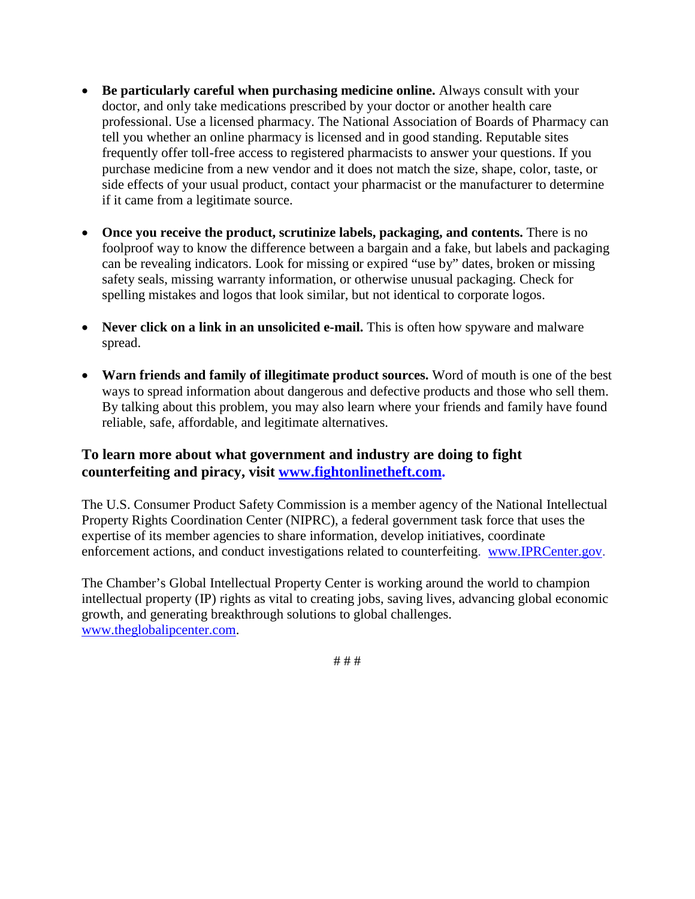- **Be particularly careful when purchasing medicine online.** Always consult with your doctor, and only take medications prescribed by your doctor or another health care professional. Use a licensed pharmacy. The National Association of Boards of Pharmacy can tell you whether an online pharmacy is licensed and in good standing. Reputable sites frequently offer toll-free access to registered pharmacists to answer your questions. If you purchase medicine from a new vendor and it does not match the size, shape, color, taste, or side effects of your usual product, contact your pharmacist or the manufacturer to determine if it came from a legitimate source.

- **Once you receive the product, scrutinize labels, packaging, and contents.** There is no foolproof way to know the difference between a bargain and a fake, but labels and packaging can be revealing indicators. Look for missing or expired "use by" dates, broken or missing safety seals, missing warranty information, or otherwise unusual packaging. Check for spelling mistakes and logos that look similar, but not identical to corporate logos.

- **Never click on a link in an unsolicited e-mail.** This is often how spyware and malware spread.

- **Warn friends and family of illegitimate product sources.** Word of mouth is one of the best ways to spread information about dangerous and defective products and those who sell them. By talking about this problem, you may also learn where your friends and family have found reliable, safe, affordable, and legitimate alternatives.

### To learn more about what government and industry are doing to fight counterfeiting and piracy, visit [www.fightonlinetheft.com](http://www.fightonlinetheft.com).

The U.S. Consumer Product Safety Commission is a member agency of the National Intellectual Property Rights Coordination Center (NIPRC), a federal government task force that uses the expertise of its member agencies to share information, develop initiatives, coordinate enforcement actions, and conduct investigations related to counterfeiting. [www.IPRCenter.gov](http://www.IPRCenter.gov).

The Chamber's Global Intellectual Property Center is working around the world to champion intellectual property (IP) rights as vital to creating jobs, saving lives, advancing global economic growth, and generating breakthrough solutions to global challenges. [www.theglobalipcenter.com](http://www.theglobalipcenter.com).

# # #